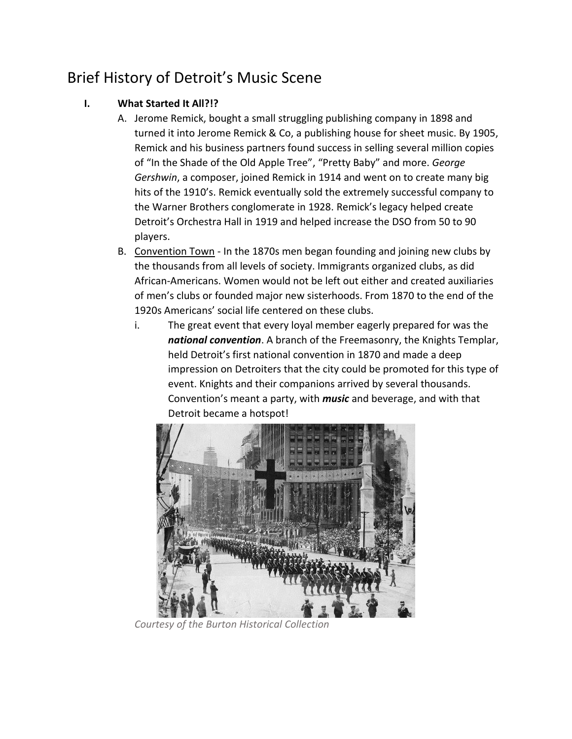# Brief History of Detroit's Music Scene

## I. What Started It All?!?

A. Jerome Remick, bought a small struggling publishing company in 1898 and turned it into Jerome Remick & Co, a publishing house for sheet music. By 1905, Remick and his business partners found success in selling several million copies of "In the Shade of the Old Apple Tree", "Pretty Baby" and more. *George Gershwin*, a composer, joined Remick in 1914 and went on to create many big hits of the 1910's. Remick eventually sold the extremely successful company to the Warner Brothers conglomerate in 1928. Remick's legacy helped create Detroit's Orchestra Hall in 1919 and helped increase the DSO from 50 to 90 players.

B. <u>Convention Town</u> - In the 1870s men began founding and joining new clubs by the thousands from all levels of society. Immigrants organized clubs, as did African-Americans. Women would not be left out either and created auxiliaries of men's clubs or founded major new sisterhoods. From 1870 to the end of the 1920s Americans' social life centered on these clubs.

   i. The great event that every loyal member eagerly prepared for was the ***national convention***. A branch of the Freemasonry, the Knights Templar, held Detroit's first national convention in 1870 and made a deep impression on Detroiters that the city could be promoted for this type of event. Knights and their companions arrived by several thousands. Convention's meant a party, with ***music*** and beverage, and with that Detroit became a hotspot!

*Courtesy of the Burton Historical Collection*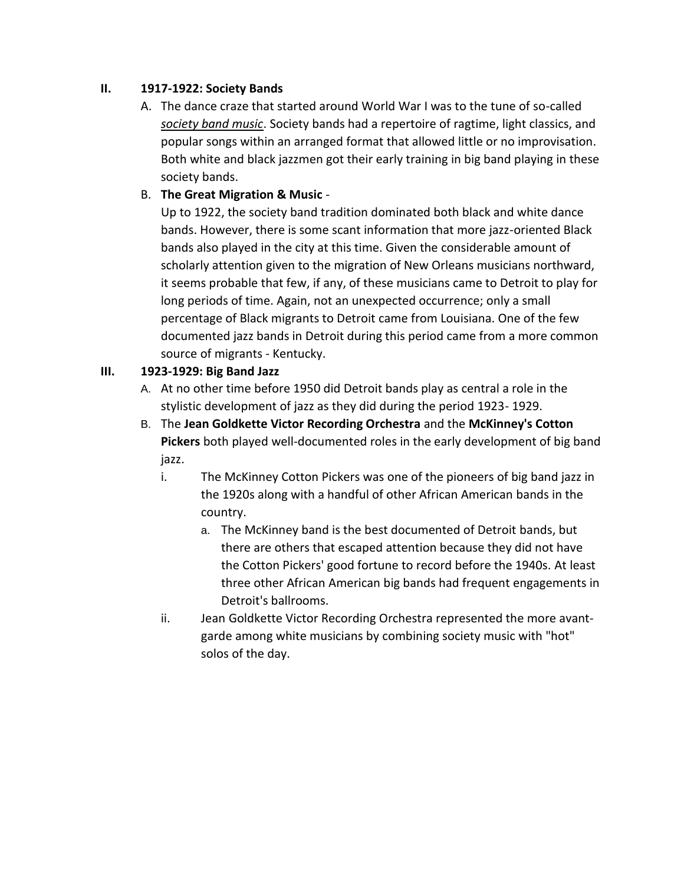## II. 1917-1922: Society Bands

A. The dance craze that started around World War I was to the tune of so-called ***society band music***. Society bands had a repertoire of ragtime, light classics, and popular songs within an arranged format that allowed little or no improvisation. Both white and black jazzmen got their early training in big band playing in these society bands.

B. **The Great Migration & Music** -
Up to 1922, the society band tradition dominated both black and white dance bands. However, there is some scant information that more jazz-oriented Black bands also played in the city at this time. Given the considerable amount of scholarly attention given to the migration of New Orleans musicians northward, it seems probable that few, if any, of these musicians came to Detroit to play for long periods of time. Again, not an unexpected occurrence; only a small percentage of Black migrants to Detroit came from Louisiana. One of the few documented jazz bands in Detroit during this period came from a more common source of migrants - Kentucky.

## III. 1923-1929: Big Band Jazz

A. At no other time before 1950 did Detroit bands play as central a role in the stylistic development of jazz as they did during the period 1923- 1929.

B. The **Jean Goldkette Victor Recording Orchestra** and the **McKinney's Cotton Pickers** both played well-documented roles in the early development of big band jazz.

   i. The McKinney Cotton Pickers was one of the pioneers of big band jazz in the 1920s along with a handful of other African American bands in the country.

      a. The McKinney band is the best documented of Detroit bands, but there are others that escaped attention because they did not have the Cotton Pickers' good fortune to record before the 1940s. At least three other African American big bands had frequent engagements in Detroit's ballrooms.

   ii. Jean Goldkette Victor Recording Orchestra represented the more avant-garde among white musicians by combining society music with "hot" solos of the day.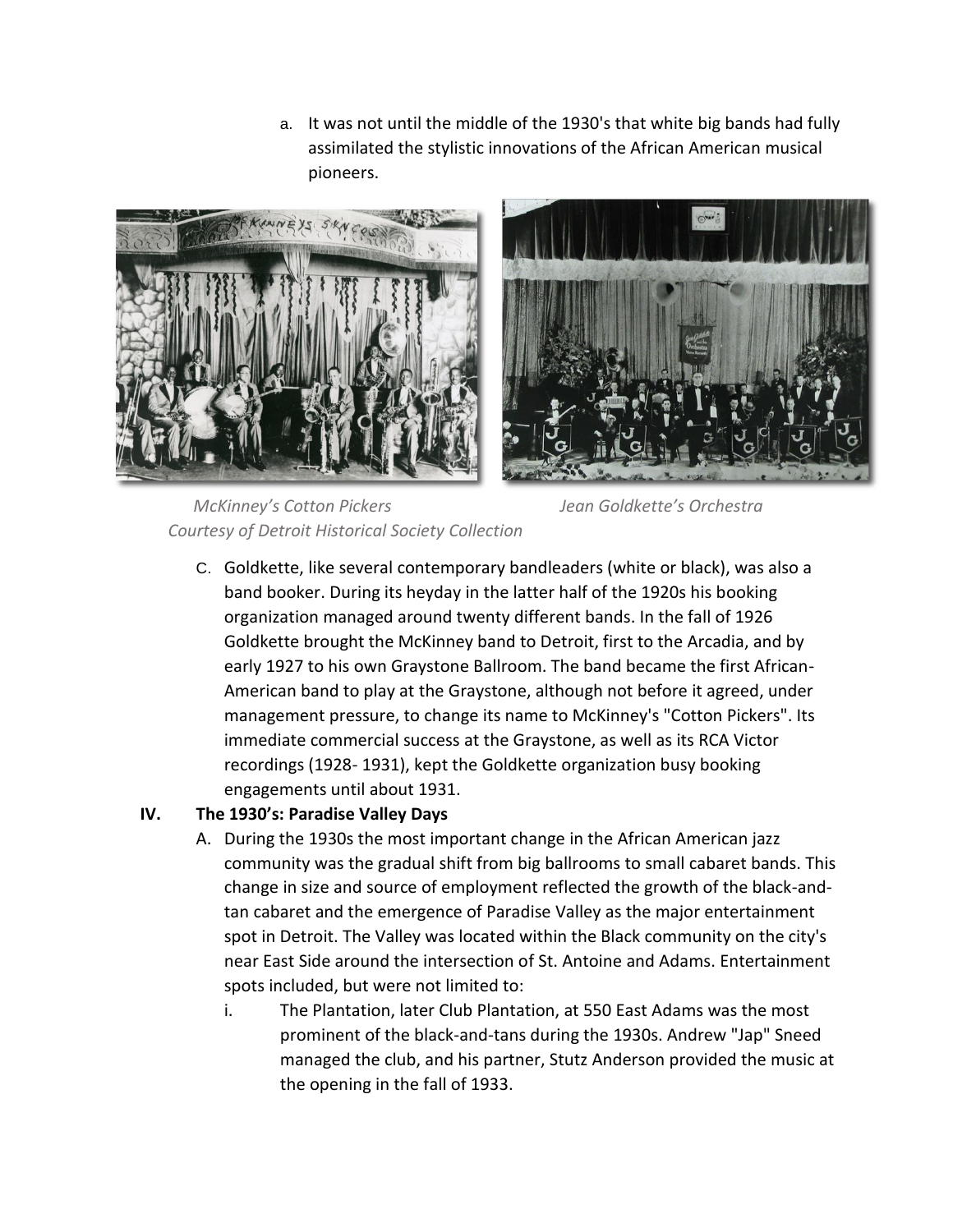a. It was not until the middle of the 1930's that white big bands had fully assimilated the stylistic innovations of the African American musical pioneers.

*McKinney's Cotton Pickers* *Jean Goldkette's Orchestra*

*Courtesy of Detroit Historical Society Collection*

C. Goldkette, like several contemporary bandleaders (white or black), was also a band booker. During its heyday in the latter half of the 1920s his booking organization managed around twenty different bands. In the fall of 1926 Goldkette brought the McKinney band to Detroit, first to the Arcadia, and by early 1927 to his own Graystone Ballroom. The band became the first African-American band to play at the Graystone, although not before it agreed, under management pressure, to change its name to McKinney's "Cotton Pickers". Its immediate commercial success at the Graystone, as well as its RCA Victor recordings (1928- 1931), kept the Goldkette organization busy booking engagements until about 1931.

**IV. The 1930's: Paradise Valley Days**

A. During the 1930s the most important change in the African American jazz community was the gradual shift from big ballrooms to small cabaret bands. This change in size and source of employment reflected the growth of the black-and-tan cabaret and the emergence of Paradise Valley as the major entertainment spot in Detroit. The Valley was located within the Black community on the city's near East Side around the intersection of St. Antoine and Adams. Entertainment spots included, but were not limited to:

i. The Plantation, later Club Plantation, at 550 East Adams was the most prominent of the black-and-tans during the 1930s. Andrew "Jap" Sneed managed the club, and his partner, Stutz Anderson provided the music at the opening in the fall of 1933.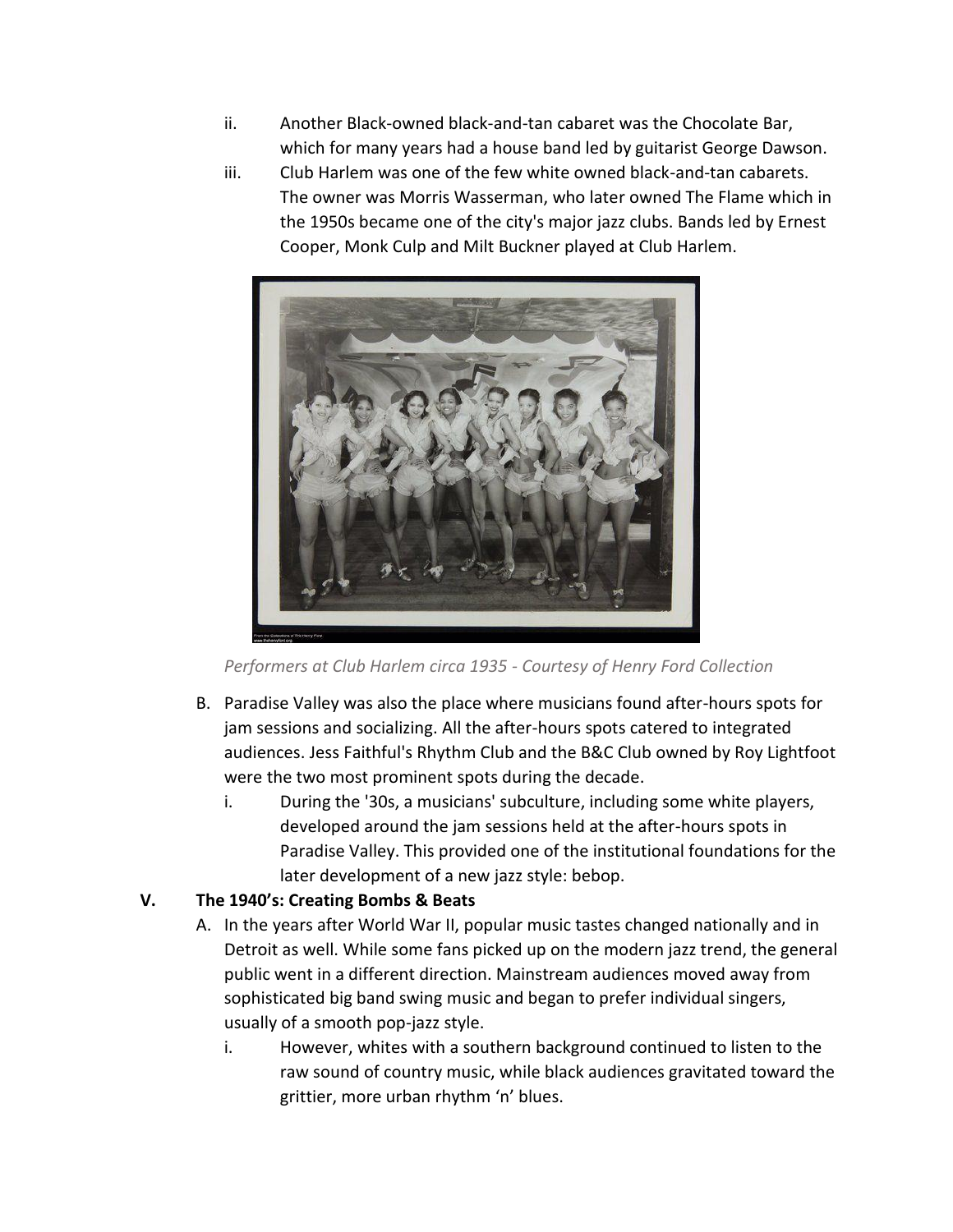ii. Another Black-owned black-and-tan cabaret was the Chocolate Bar, which for many years had a house band led by guitarist George Dawson.

iii. Club Harlem was one of the few white owned black-and-tan cabarets. The owner was Morris Wasserman, who later owned The Flame which in the 1950s became one of the city's major jazz clubs. Bands led by Ernest Cooper, Monk Culp and Milt Buckner played at Club Harlem.

*Performers at Club Harlem circa 1935 - Courtesy of Henry Ford Collection*

B. Paradise Valley was also the place where musicians found after-hours spots for jam sessions and socializing. All the after-hours spots catered to integrated audiences. Jess Faithful's Rhythm Club and the B&C Club owned by Roy Lightfoot were the two most prominent spots during the decade.

   i. During the '30s, a musicians' subculture, including some white players, developed around the jam sessions held at the after-hours spots in Paradise Valley. This provided one of the institutional foundations for the later development of a new jazz style: bebop.

## V. The 1940's: Creating Bombs & Beats

A. In the years after World War II, popular music tastes changed nationally and in Detroit as well. While some fans picked up on the modern jazz trend, the general public went in a different direction. Mainstream audiences moved away from sophisticated big band swing music and began to prefer individual singers, usually of a smooth pop-jazz style.

   i. However, whites with a southern background continued to listen to the raw sound of country music, while black audiences gravitated toward the grittier, more urban rhythm 'n' blues.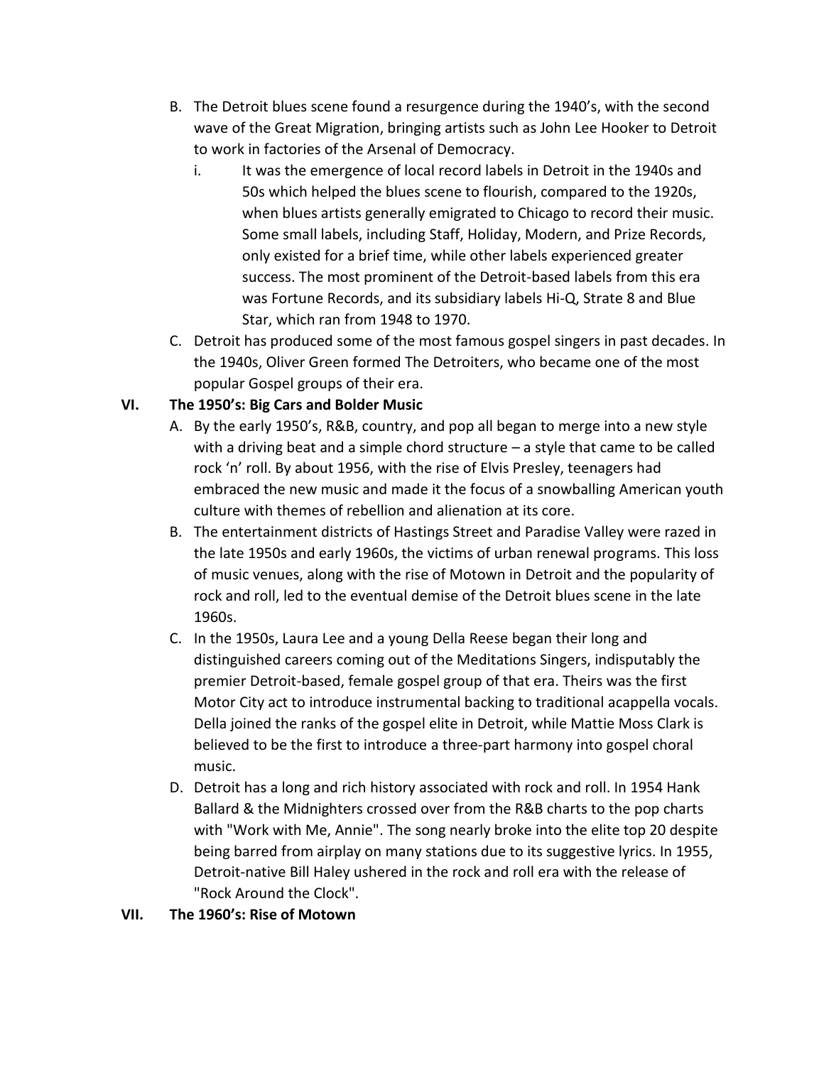B. The Detroit blues scene found a resurgence during the 1940's, with the second wave of the Great Migration, bringing artists such as John Lee Hooker to Detroit to work in factories of the Arsenal of Democracy.

   i. It was the emergence of local record labels in Detroit in the 1940s and 50s which helped the blues scene to flourish, compared to the 1920s, when blues artists generally emigrated to Chicago to record their music. Some small labels, including Staff, Holiday, Modern, and Prize Records, only existed for a brief time, while other labels experienced greater success. The most prominent of the Detroit-based labels from this era was Fortune Records, and its subsidiary labels Hi-Q, Strate 8 and Blue Star, which ran from 1948 to 1970.

C. Detroit has produced some of the most famous gospel singers in past decades. In the 1940s, Oliver Green formed The Detroiters, who became one of the most popular Gospel groups of their era.

## VI. The 1950's: Big Cars and Bolder Music

A. By the early 1950's, R&B, country, and pop all began to merge into a new style with a driving beat and a simple chord structure – a style that came to be called rock 'n' roll. By about 1956, with the rise of Elvis Presley, teenagers had embraced the new music and made it the focus of a snowballing American youth culture with themes of rebellion and alienation at its core.

B. The entertainment districts of Hastings Street and Paradise Valley were razed in the late 1950s and early 1960s, the victims of urban renewal programs. This loss of music venues, along with the rise of Motown in Detroit and the popularity of rock and roll, led to the eventual demise of the Detroit blues scene in the late 1960s.

C. In the 1950s, Laura Lee and a young Della Reese began their long and distinguished careers coming out of the Meditations Singers, indisputably the premier Detroit-based, female gospel group of that era. Theirs was the first Motor City act to introduce instrumental backing to traditional acappella vocals. Della joined the ranks of the gospel elite in Detroit, while Mattie Moss Clark is believed to be the first to introduce a three-part harmony into gospel choral music.

D. Detroit has a long and rich history associated with rock and roll. In 1954 Hank Ballard & the Midnighters crossed over from the R&B charts to the pop charts with "Work with Me, Annie". The song nearly broke into the elite top 20 despite being barred from airplay on many stations due to its suggestive lyrics. In 1955, Detroit-native Bill Haley ushered in the rock and roll era with the release of "Rock Around the Clock".

## VII. The 1960's: Rise of Motown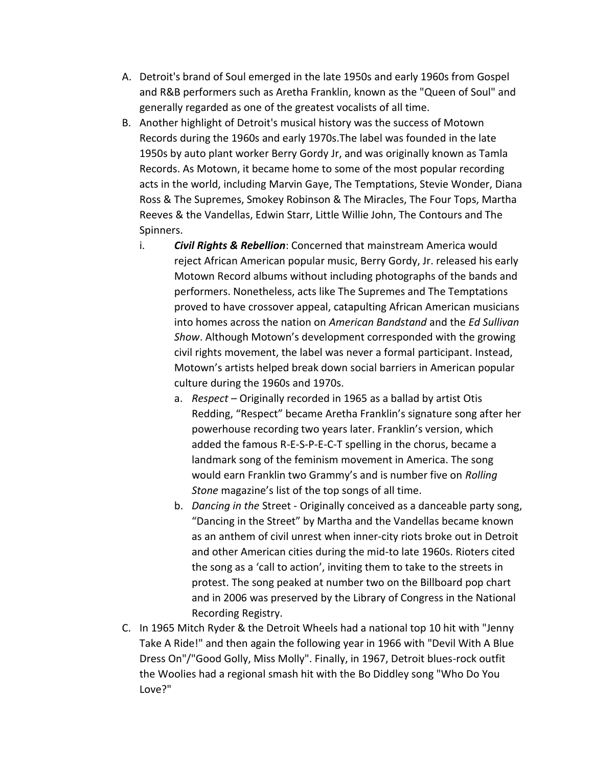A. Detroit's brand of Soul emerged in the late 1950s and early 1960s from Gospel and R&B performers such as Aretha Franklin, known as the "Queen of Soul" and generally regarded as one of the greatest vocalists of all time.

B. Another highlight of Detroit's musical history was the success of Motown Records during the 1960s and early 1970s.The label was founded in the late 1950s by auto plant worker Berry Gordy Jr, and was originally known as Tamla Records. As Motown, it became home to some of the most popular recording acts in the world, including Marvin Gaye, The Temptations, Stevie Wonder, Diana Ross & The Supremes, Smokey Robinson & The Miracles, The Four Tops, Martha Reeves & the Vandellas, Edwin Starr, Little Willie John, The Contours and The Spinners.

   i. ***Civil Rights & Rebellion***: Concerned that mainstream America would reject African American popular music, Berry Gordy, Jr. released his early Motown Record albums without including photographs of the bands and performers. Nonetheless, acts like The Supremes and The Temptations proved to have crossover appeal, catapulting African American musicians into homes across the nation on *American Bandstand* and the *Ed Sullivan Show*. Although Motown's development corresponded with the growing civil rights movement, the label was never a formal participant. Instead, Motown's artists helped break down social barriers in American popular culture during the 1960s and 1970s.

      a. *Respect* – Originally recorded in 1965 as a ballad by artist Otis Redding, "Respect" became Aretha Franklin's signature song after her powerhouse recording two years later. Franklin's version, which added the famous R-E-S-P-E-C-T spelling in the chorus, became a landmark song of the feminism movement in America. The song would earn Franklin two Grammy's and is number five on *Rolling Stone* magazine's list of the top songs of all time.

      b. *Dancing in the* Street - Originally conceived as a danceable party song, "Dancing in the Street" by Martha and the Vandellas became known as an anthem of civil unrest when inner-city riots broke out in Detroit and other American cities during the mid-to late 1960s. Rioters cited the song as a 'call to action', inviting them to take to the streets in protest. The song peaked at number two on the Billboard pop chart and in 2006 was preserved by the Library of Congress in the National Recording Registry.

C. In 1965 Mitch Ryder & the Detroit Wheels had a national top 10 hit with "Jenny Take A Ride!" and then again the following year in 1966 with "Devil With A Blue Dress On"/"Good Golly, Miss Molly". Finally, in 1967, Detroit blues-rock outfit the Woolies had a regional smash hit with the Bo Diddley song "Who Do You Love?"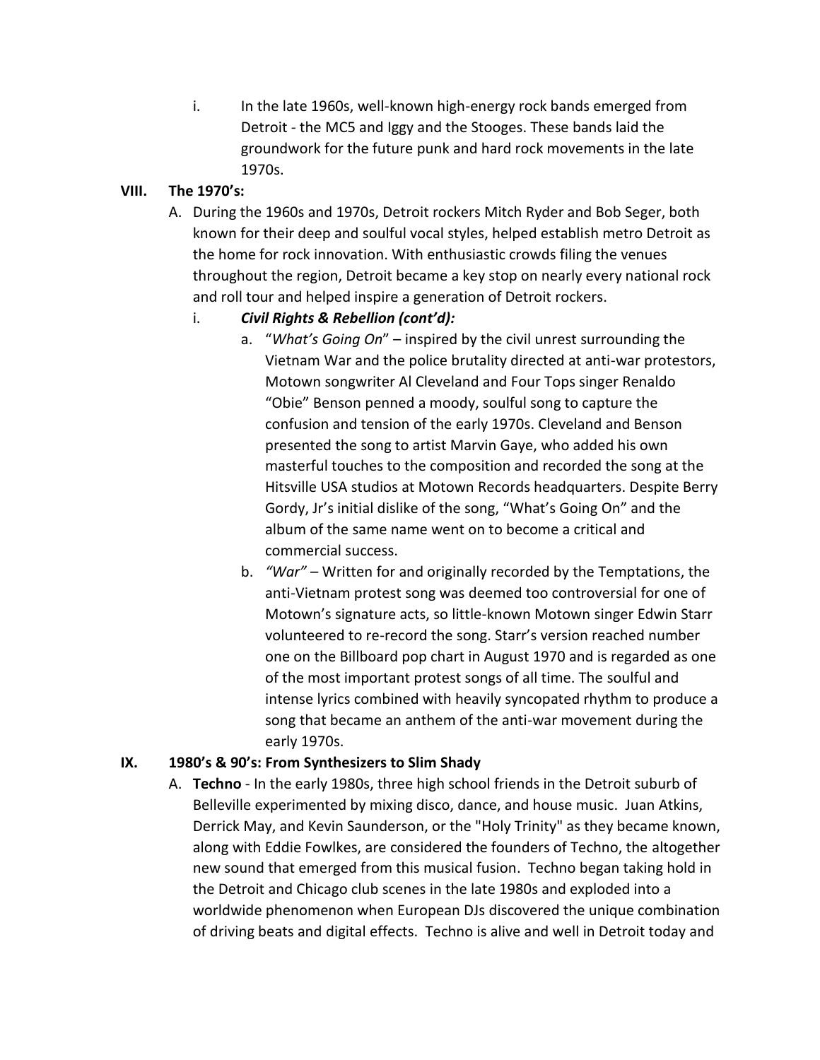i. In the late 1960s, well-known high-energy rock bands emerged from Detroit - the MC5 and Iggy and the Stooges. These bands laid the groundwork for the future punk and hard rock movements in the late 1970s.

## VIII. The 1970's:

A. During the 1960s and 1970s, Detroit rockers Mitch Ryder and Bob Seger, both known for their deep and soulful vocal styles, helped establish metro Detroit as the home for rock innovation. With enthusiastic crowds filing the venues throughout the region, Detroit became a key stop on nearly every national rock and roll tour and helped inspire a generation of Detroit rockers.

   i. ***Civil Rights & Rebellion (cont'd):***

      a. "*What's Going On*" – inspired by the civil unrest surrounding the Vietnam War and the police brutality directed at anti-war protestors, Motown songwriter Al Cleveland and Four Tops singer Renaldo "Obie" Benson penned a moody, soulful song to capture the confusion and tension of the early 1970s. Cleveland and Benson presented the song to artist Marvin Gaye, who added his own masterful touches to the composition and recorded the song at the Hitsville USA studios at Motown Records headquarters. Despite Berry Gordy, Jr's initial dislike of the song, "What's Going On" and the album of the same name went on to become a critical and commercial success.

      b. *"War"* – Written for and originally recorded by the Temptations, the anti-Vietnam protest song was deemed too controversial for one of Motown's signature acts, so little-known Motown singer Edwin Starr volunteered to re-record the song. Starr's version reached number one on the Billboard pop chart in August 1970 and is regarded as one of the most important protest songs of all time. The soulful and intense lyrics combined with heavily syncopated rhythm to produce a song that became an anthem of the anti-war movement during the early 1970s.

## IX. 1980's & 90's: From Synthesizers to Slim Shady

A. **Techno** - In the early 1980s, three high school friends in the Detroit suburb of Belleville experimented by mixing disco, dance, and house music. Juan Atkins, Derrick May, and Kevin Saunderson, or the "Holy Trinity" as they became known, along with Eddie Fowlkes, are considered the founders of Techno, the altogether new sound that emerged from this musical fusion. Techno began taking hold in the Detroit and Chicago club scenes in the late 1980s and exploded into a worldwide phenomenon when European DJs discovered the unique combination of driving beats and digital effects. Techno is alive and well in Detroit today and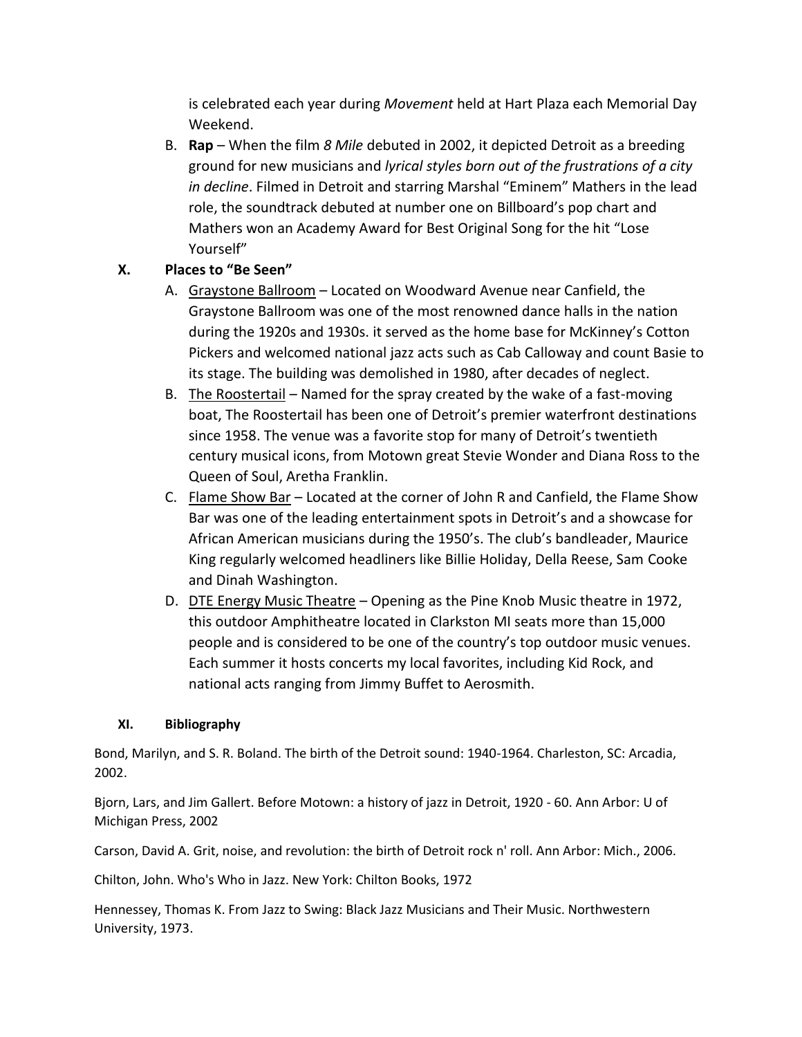is celebrated each year during *Movement* held at Hart Plaza each Memorial Day Weekend.

B. **Rap** – When the film *8 Mile* debuted in 2002, it depicted Detroit as a breeding ground for new musicians and *lyrical styles born out of the frustrations of a city in decline*. Filmed in Detroit and starring Marshal "Eminem" Mathers in the lead role, the soundtrack debuted at number one on Billboard's pop chart and Mathers won an Academy Award for Best Original Song for the hit "Lose Yourself"

## X. Places to "Be Seen"

A. <u>Graystone Ballroom</u> – Located on Woodward Avenue near Canfield, the Graystone Ballroom was one of the most renowned dance halls in the nation during the 1920s and 1930s. it served as the home base for McKinney's Cotton Pickers and welcomed national jazz acts such as Cab Calloway and count Basie to its stage. The building was demolished in 1980, after decades of neglect.

B. <u>The Roostertail</u> – Named for the spray created by the wake of a fast-moving boat, The Roostertail has been one of Detroit's premier waterfront destinations since 1958. The venue was a favorite stop for many of Detroit's twentieth century musical icons, from Motown great Stevie Wonder and Diana Ross to the Queen of Soul, Aretha Franklin.

C. <u>Flame Show Bar</u> – Located at the corner of John R and Canfield, the Flame Show Bar was one of the leading entertainment spots in Detroit's and a showcase for African American musicians during the 1950's. The club's bandleader, Maurice King regularly welcomed headliners like Billie Holiday, Della Reese, Sam Cooke and Dinah Washington.

D. <u>DTE Energy Music Theatre</u> – Opening as the Pine Knob Music theatre in 1972, this outdoor Amphitheatre located in Clarkston MI seats more than 15,000 people and is considered to be one of the country's top outdoor music venues. Each summer it hosts concerts my local favorites, including Kid Rock, and national acts ranging from Jimmy Buffet to Aerosmith.

## XI. Bibliography

Bond, Marilyn, and S. R. Boland. The birth of the Detroit sound: 1940-1964. Charleston, SC: Arcadia, 2002.

Bjorn, Lars, and Jim Gallert. Before Motown: a history of jazz in Detroit, 1920 - 60. Ann Arbor: U of Michigan Press, 2002

Carson, David A. Grit, noise, and revolution: the birth of Detroit rock n' roll. Ann Arbor: Mich., 2006.

Chilton, John. Who's Who in Jazz. New York: Chilton Books, 1972

Hennessey, Thomas K. From Jazz to Swing: Black Jazz Musicians and Their Music. Northwestern University, 1973.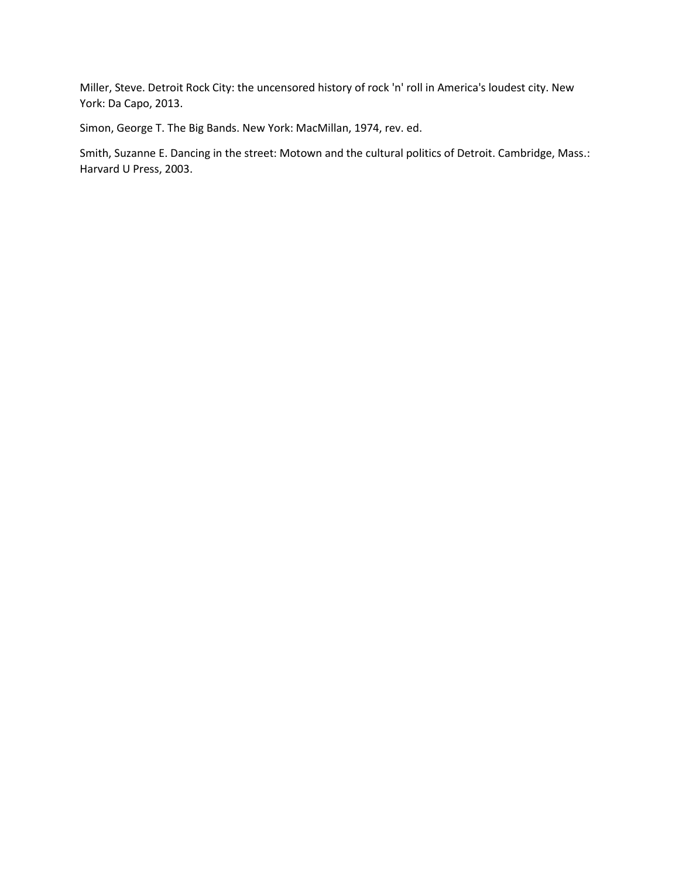Miller, Steve. Detroit Rock City: the uncensored history of rock 'n' roll in America's loudest city. New York: Da Capo, 2013.

Simon, George T. The Big Bands. New York: MacMillan, 1974, rev. ed.

Smith, Suzanne E. Dancing in the street: Motown and the cultural politics of Detroit. Cambridge, Mass.: Harvard U Press, 2003.